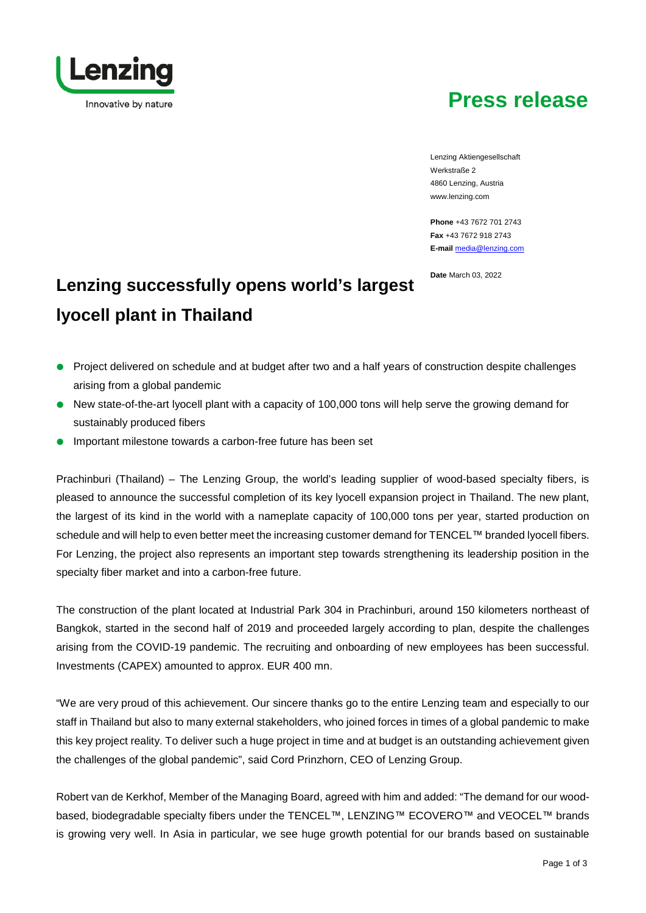Lenzing

Innovative by nature

# Press release

Lenzing Aktiengesellschaft
Werkstraße 2
4860 Lenzing, Austria
www.lenzing.com

**Phone** +43 7672 701 2743
**Fax** +43 7672 918 2743
**E-mail** media@lenzing.com

**Date** March 03, 2022

## Lenzing successfully opens world's largest lyocell plant in Thailand

- Project delivered on schedule and at budget after two and a half years of construction despite challenges arising from a global pandemic
- New state-of-the-art lyocell plant with a capacity of 100,000 tons will help serve the growing demand for sustainably produced fibers
- Important milestone towards a carbon-free future has been set

Prachinburi (Thailand) – The Lenzing Group, the world's leading supplier of wood-based specialty fibers, is pleased to announce the successful completion of its key lyocell expansion project in Thailand. The new plant, the largest of its kind in the world with a nameplate capacity of 100,000 tons per year, started production on schedule and will help to even better meet the increasing customer demand for TENCEL™ branded lyocell fibers. For Lenzing, the project also represents an important step towards strengthening its leadership position in the specialty fiber market and into a carbon-free future.

The construction of the plant located at Industrial Park 304 in Prachinburi, around 150 kilometers northeast of Bangkok, started in the second half of 2019 and proceeded largely according to plan, despite the challenges arising from the COVID-19 pandemic. The recruiting and onboarding of new employees has been successful. Investments (CAPEX) amounted to approx. EUR 400 mn.

"We are very proud of this achievement. Our sincere thanks go to the entire Lenzing team and especially to our staff in Thailand but also to many external stakeholders, who joined forces in times of a global pandemic to make this key project reality. To deliver such a huge project in time and at budget is an outstanding achievement given the challenges of the global pandemic", said Cord Prinzhorn, CEO of Lenzing Group.

Robert van de Kerkhof, Member of the Managing Board, agreed with him and added: "The demand for our wood-based, biodegradable specialty fibers under the TENCEL™, LENZING™ ECOVERO™ and VEOCEL™ brands is growing very well. In Asia in particular, we see huge growth potential for our brands based on sustainable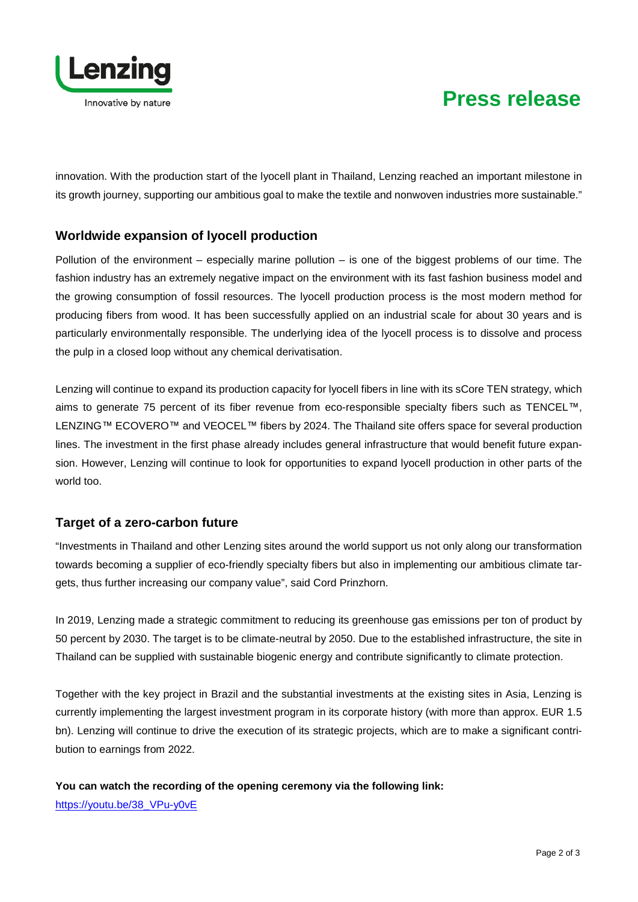innovation. With the production start of the lyocell plant in Thailand, Lenzing reached an important milestone in its growth journey, supporting our ambitious goal to make the textile and nonwoven industries more sustainable."

## Worldwide expansion of lyocell production

Pollution of the environment – especially marine pollution – is one of the biggest problems of our time. The fashion industry has an extremely negative impact on the environment with its fast fashion business model and the growing consumption of fossil resources. The lyocell production process is the most modern method for producing fibers from wood. It has been successfully applied on an industrial scale for about 30 years and is particularly environmentally responsible. The underlying idea of the lyocell process is to dissolve and process the pulp in a closed loop without any chemical derivatisation.

Lenzing will continue to expand its production capacity for lyocell fibers in line with its sCore TEN strategy, which aims to generate 75 percent of its fiber revenue from eco-responsible specialty fibers such as TENCEL™, LENZING™ ECOVERO™ and VEOCEL™ fibers by 2024. The Thailand site offers space for several production lines. The investment in the first phase already includes general infrastructure that would benefit future expansion. However, Lenzing will continue to look for opportunities to expand lyocell production in other parts of the world too.

## Target of a zero-carbon future

"Investments in Thailand and other Lenzing sites around the world support us not only along our transformation towards becoming a supplier of eco-friendly specialty fibers but also in implementing our ambitious climate targets, thus further increasing our company value", said Cord Prinzhorn.

In 2019, Lenzing made a strategic commitment to reducing its greenhouse gas emissions per ton of product by 50 percent by 2030. The target is to be climate-neutral by 2050. Due to the established infrastructure, the site in Thailand can be supplied with sustainable biogenic energy and contribute significantly to climate protection.

Together with the key project in Brazil and the substantial investments at the existing sites in Asia, Lenzing is currently implementing the largest investment program in its corporate history (with more than approx. EUR 1.5 bn). Lenzing will continue to drive the execution of its strategic projects, which are to make a significant contribution to earnings from 2022.

**You can watch the recording of the opening ceremony via the following link:**
https://youtu.be/38_VPu-y0vE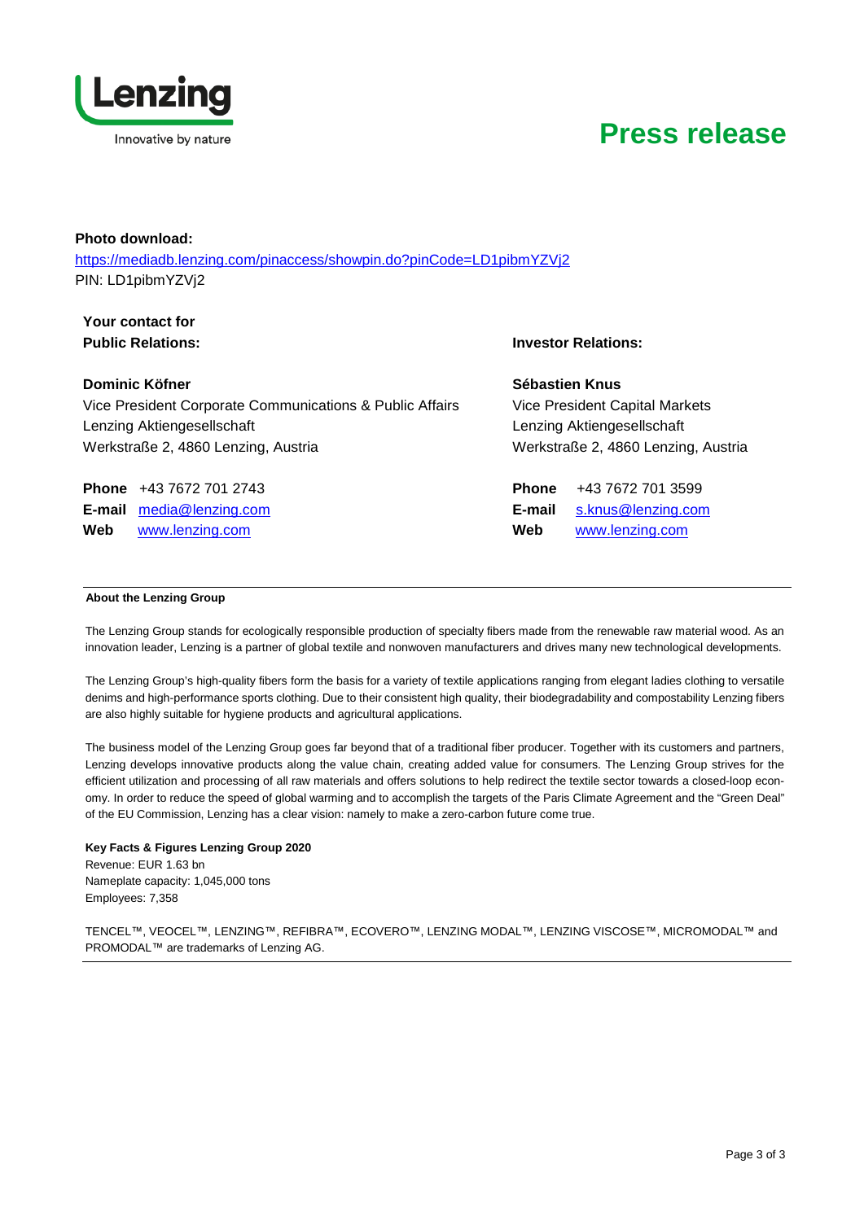# Press release

**Photo download:**
https://mediadb.lenzing.com/pinaccess/showpin.do?pinCode=LD1pibmYZVj2
PIN: LD1pibmYZVj2

**Your contact for**
**Public Relations:**

**Dominic Köfner**
Vice President Corporate Communications & Public Affairs
Lenzing Aktiengesellschaft
Werkstraße 2, 4860 Lenzing, Austria

**Phone** +43 7672 701 2743
**E-mail** media@lenzing.com
**Web** www.lenzing.com

**Investor Relations:**

**Sébastien Knus**
Vice President Capital Markets
Lenzing Aktiengesellschaft
Werkstraße 2, 4860 Lenzing, Austria

**Phone** +43 7672 701 3599
**E-mail** s.knus@lenzing.com
**Web** www.lenzing.com

---

**About the Lenzing Group**

The Lenzing Group stands for ecologically responsible production of specialty fibers made from the renewable raw material wood. As an innovation leader, Lenzing is a partner of global textile and nonwoven manufacturers and drives many new technological developments.

The Lenzing Group's high-quality fibers form the basis for a variety of textile applications ranging from elegant ladies clothing to versatile denims and high-performance sports clothing. Due to their consistent high quality, their biodegradability and compostability Lenzing fibers are also highly suitable for hygiene products and agricultural applications.

The business model of the Lenzing Group goes far beyond that of a traditional fiber producer. Together with its customers and partners, Lenzing develops innovative products along the value chain, creating added value for consumers. The Lenzing Group strives for the efficient utilization and processing of all raw materials and offers solutions to help redirect the textile sector towards a closed-loop economy. In order to reduce the speed of global warming and to accomplish the targets of the Paris Climate Agreement and the "Green Deal" of the EU Commission, Lenzing has a clear vision: namely to make a zero-carbon future come true.

**Key Facts & Figures Lenzing Group 2020**
Revenue: EUR 1.63 bn
Nameplate capacity: 1,045,000 tons
Employees: 7,358

TENCEL™, VEOCEL™, LENZING™, REFIBRA™, ECOVERO™, LENZING MODAL™, LENZING VISCOSE™, MICROMODAL™ and PROMODAL™ are trademarks of Lenzing AG.